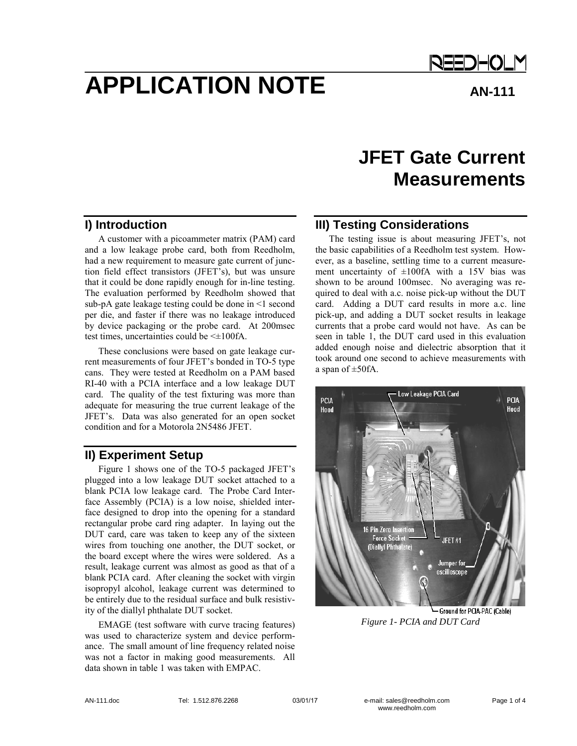# APPLICATION NOTE

**AN-111**

# JFET Gate Current Measurements

## I) Introduction

A customer with a picoammeter matrix (PAM) card and a low leakage probe card, both from Reedholm, had a new requirement to measure gate current of junction field effect transistors (JFET's), but was unsure that it could be done rapidly enough for in-line testing. The evaluation performed by Reedholm showed that sub-pA gate leakage testing could be done in <1 second per die, and faster if there was no leakage introduced by device packaging or the probe card. At 200msec test times, uncertainties could be <±100fA.

These conclusions were based on gate leakage current measurements of four JFET's bonded in TO-5 type cans. They were tested at Reedholm on a PAM based RI-40 with a PCIA interface and a low leakage DUT card. The quality of the test fixturing was more than adequate for measuring the true current leakage of the JFET's. Data was also generated for an open socket condition and for a Motorola 2N5486 JFET.

## II) Experiment Setup

Figure 1 shows one of the TO-5 packaged JFET's plugged into a low leakage DUT socket attached to a blank PCIA low leakage card. The Probe Card Interface Assembly (PCIA) is a low noise, shielded interface designed to drop into the opening for a standard rectangular probe card ring adapter. In laying out the DUT card, care was taken to keep any of the sixteen wires from touching one another, the DUT socket, or the board except where the wires were soldered. As a result, leakage current was almost as good as that of a blank PCIA card. After cleaning the socket with virgin isopropyl alcohol, leakage current was determined to be entirely due to the residual surface and bulk resistivity of the diallyl phthalate DUT socket.

EMAGE (test software with curve tracing features) was used to characterize system and device performance. The small amount of line frequency related noise was not a factor in making good measurements. All data shown in table 1 was taken with EMPAC.

## III) Testing Considerations

The testing issue is about measuring JFET's, not the basic capabilities of a Reedholm test system. However, as a baseline, settling time to a current measurement uncertainty of ±100fA with a 15V bias was shown to be around 100msec. No averaging was required to deal with a.c. noise pick-up without the DUT card. Adding a DUT card results in more a.c. line pick-up, and adding a DUT socket results in leakage currents that a probe card would not have. As can be seen in table 1, the DUT card used in this evaluation added enough noise and dielectric absorption that it took around one second to achieve measurements with a span of ±50fA.

*Figure 1- PCIA and DUT Card*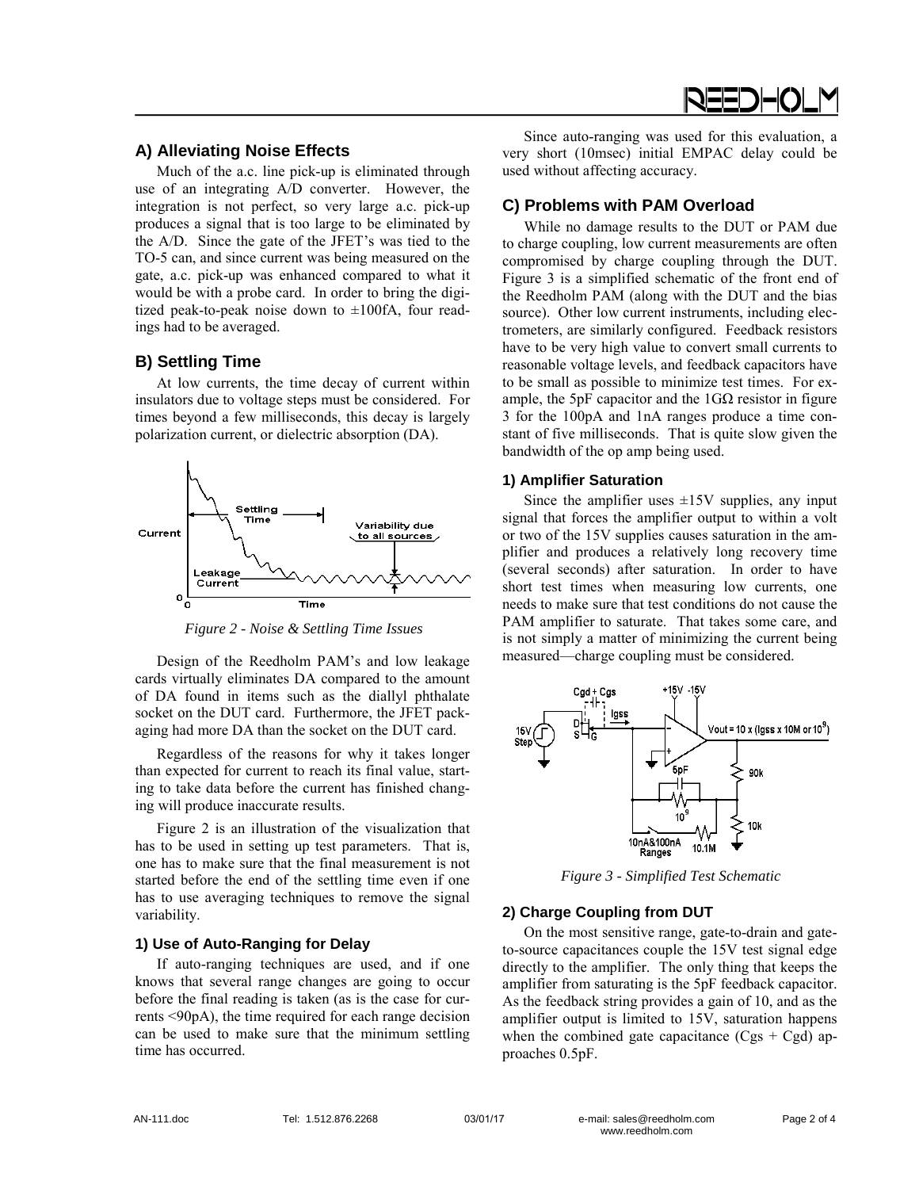## A) Alleviating Noise Effects

Much of the a.c. line pick-up is eliminated through use of an integrating A/D converter. However, the integration is not perfect, so very large a.c. pick-up produces a signal that is too large to be eliminated by the A/D. Since the gate of the JFET's was tied to the TO-5 can, and since current was being measured on the gate, a.c. pick-up was enhanced compared to what it would be with a probe card. In order to bring the digitized peak-to-peak noise down to ±100fA, four readings had to be averaged.

## B) Settling Time

At low currents, the time decay of current within insulators due to voltage steps must be considered. For times beyond a few milliseconds, this decay is largely polarization current, or dielectric absorption (DA).

*Figure 2 - Noise & Settling Time Issues*

Design of the Reedholm PAM's and low leakage cards virtually eliminates DA compared to the amount of DA found in items such as the diallyl phthalate socket on the DUT card. Furthermore, the JFET packaging had more DA than the socket on the DUT card.

Regardless of the reasons for why it takes longer than expected for current to reach its final value, starting to take data before the current has finished changing will produce inaccurate results.

Figure 2 is an illustration of the visualization that has to be used in setting up test parameters. That is, one has to make sure that the final measurement is not started before the end of the settling time even if one has to use averaging techniques to remove the signal variability.

### 1) Use of Auto-Ranging for Delay

If auto-ranging techniques are used, and if one knows that several range changes are going to occur before the final reading is taken (as is the case for currents <90pA), the time required for each range decision can be used to make sure that the minimum settling time has occurred.

Since auto-ranging was used for this evaluation, a very short (10msec) initial EMPAC delay could be used without affecting accuracy.

## C) Problems with PAM Overload

While no damage results to the DUT or PAM due to charge coupling, low current measurements are often compromised by charge coupling through the DUT. Figure 3 is a simplified schematic of the front end of the Reedholm PAM (along with the DUT and the bias source). Other low current instruments, including electrometers, are similarly configured. Feedback resistors have to be very high value to convert small currents to reasonable voltage levels, and feedback capacitors have to be small as possible to minimize test times. For example, the 5pF capacitor and the 1GΩ resistor in figure 3 for the 100pA and 1nA ranges produce a time constant of five milliseconds. That is quite slow given the bandwidth of the op amp being used.

### 1) Amplifier Saturation

Since the amplifier uses ±15V supplies, any input signal that forces the amplifier output to within a volt or two of the 15V supplies causes saturation in the amplifier and produces a relatively long recovery time (several seconds) after saturation. In order to have short test times when measuring low currents, one needs to make sure that test conditions do not cause the PAM amplifier to saturate. That takes some care, and is not simply a matter of minimizing the current being measured—charge coupling must be considered.

*Figure 3 - Simplified Test Schematic*

### 2) Charge Coupling from DUT

On the most sensitive range, gate-to-drain and gate-to-source capacitances couple the 15V test signal edge directly to the amplifier. The only thing that keeps the amplifier from saturating is the 5pF feedback capacitor. As the feedback string provides a gain of 10, and as the amplifier output is limited to 15V, saturation happens when the combined gate capacitance (Cgs + Cgd) approaches 0.5pF.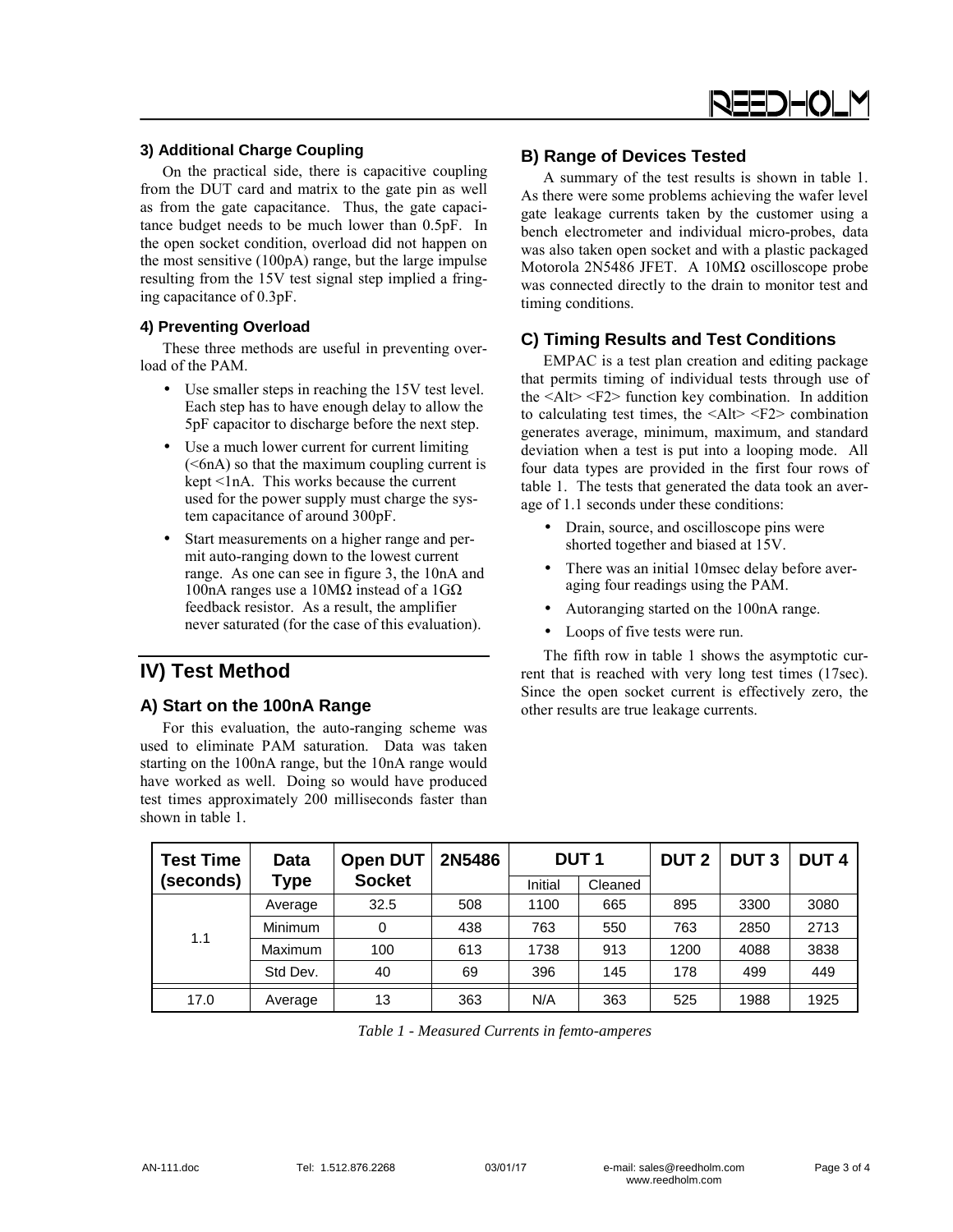### 3) Additional Charge Coupling

On the practical side, there is capacitive coupling from the DUT card and matrix to the gate pin as well as from the gate capacitance. Thus, the gate capacitance budget needs to be much lower than 0.5pF. In the open socket condition, overload did not happen on the most sensitive (100pA) range, but the large impulse resulting from the 15V test signal step implied a fringing capacitance of 0.3pF.

### 4) Preventing Overload

These three methods are useful in preventing overload of the PAM.

- Use smaller steps in reaching the 15V test level. Each step has to have enough delay to allow the 5pF capacitor to discharge before the next step.
- Use a much lower current for current limiting (<6nA) so that the maximum coupling current is kept <1nA. This works because the current used for the power supply must charge the system capacitance of around 300pF.
- Start measurements on a higher range and permit auto-ranging down to the lowest current range. As one can see in figure 3, the 10nA and 100nA ranges use a 10MΩ instead of a 1GΩ feedback resistor. As a result, the amplifier never saturated (for the case of this evaluation).

## IV) Test Method

### A) Start on the 100nA Range

For this evaluation, the auto-ranging scheme was used to eliminate PAM saturation. Data was taken starting on the 100nA range, but the 10nA range would have worked as well. Doing so would have produced test times approximately 200 milliseconds faster than shown in table 1.

### B) Range of Devices Tested

A summary of the test results is shown in table 1. As there were some problems achieving the wafer level gate leakage currents taken by the customer using a bench electrometer and individual micro-probes, data was also taken open socket and with a plastic packaged Motorola 2N5486 JFET. A 10MΩ oscilloscope probe was connected directly to the drain to monitor test and timing conditions.

### C) Timing Results and Test Conditions

EMPAC is a test plan creation and editing package that permits timing of individual tests through use of the <Alt> <F2> function key combination. In addition to calculating test times, the <Alt> <F2> combination generates average, minimum, maximum, and standard deviation when a test is put into a looping mode. All four data types are provided in the first four rows of table 1. The tests that generated the data took an average of 1.1 seconds under these conditions:

- Drain, source, and oscilloscope pins were shorted together and biased at 15V.
- There was an initial 10msec delay before averaging four readings using the PAM.
- Autoranging started on the 100nA range.
- Loops of five tests were run.

The fifth row in table 1 shows the asymptotic current that is reached with very long test times (17sec). Since the open socket current is effectively zero, the other results are true leakage currents.

| Test Time (seconds) | Data Type | Open DUT Socket | 2N5486 | DUT 1 | | DUT 2 | DUT 3 | DUT 4 |
|---|---|---|---|---|---|---|---|---|
| | | | | Initial | Cleaned | | | |
| 1.1 | Average | 32.5 | 508 | 1100 | 665 | 895 | 3300 | 3080 |
| | Minimum | 0 | 438 | 763 | 550 | 763 | 2850 | 2713 |
| | Maximum | 100 | 613 | 1738 | 913 | 1200 | 4088 | 3838 |
| | Std Dev. | 40 | 69 | 396 | 145 | 178 | 499 | 449 |
| 17.0 | Average | 13 | 363 | N/A | 363 | 525 | 1988 | 1925 |

*Table 1 - Measured Currents in femto-amperes*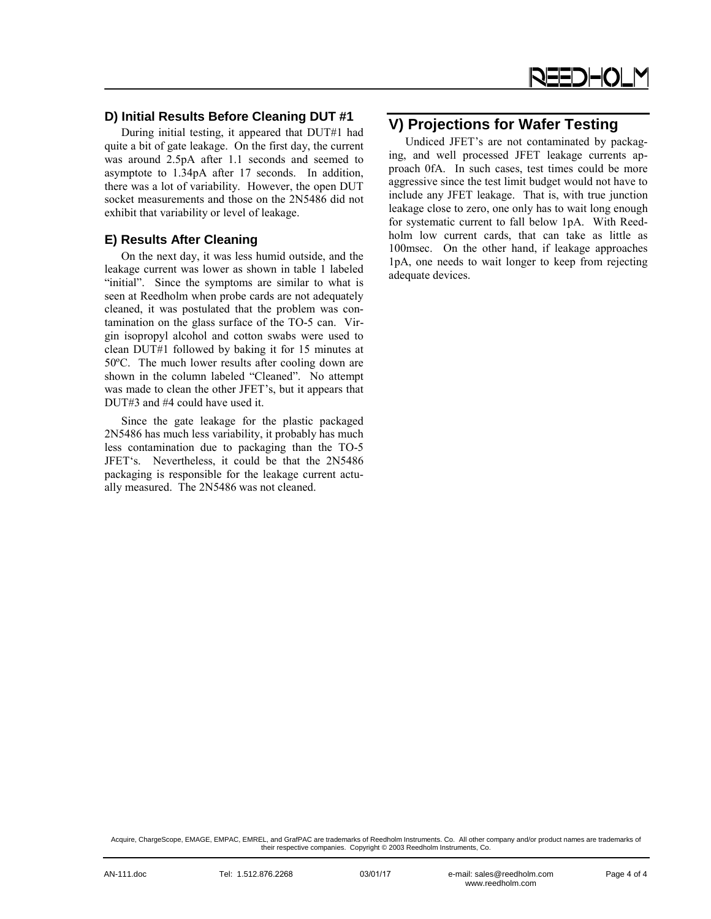### D) Initial Results Before Cleaning DUT #1

During initial testing, it appeared that DUT#1 had quite a bit of gate leakage. On the first day, the current was around 2.5pA after 1.1 seconds and seemed to asymptote to 1.34pA after 17 seconds. In addition, there was a lot of variability. However, the open DUT socket measurements and those on the 2N5486 did not exhibit that variability or level of leakage.

### E) Results After Cleaning

On the next day, it was less humid outside, and the leakage current was lower as shown in table 1 labeled "initial". Since the symptoms are similar to what is seen at Reedholm when probe cards are not adequately cleaned, it was postulated that the problem was contamination on the glass surface of the TO-5 can. Virgin isopropyl alcohol and cotton swabs were used to clean DUT#1 followed by baking it for 15 minutes at 50ºC. The much lower results after cooling down are shown in the column labeled "Cleaned". No attempt was made to clean the other JFET's, but it appears that DUT#3 and #4 could have used it.

Since the gate leakage for the plastic packaged 2N5486 has much less variability, it probably has much less contamination due to packaging than the TO-5 JFET's. Nevertheless, it could be that the 2N5486 packaging is responsible for the leakage current actually measured. The 2N5486 was not cleaned.

## V) Projections for Wafer Testing

Undiced JFET's are not contaminated by packaging, and well processed JFET leakage currents approach 0fA. In such cases, test times could be more aggressive since the test limit budget would not have to include any JFET leakage. That is, with true junction leakage close to zero, one only has to wait long enough for systematic current to fall below 1pA. With Reedholm low current cards, that can take as little as 100msec. On the other hand, if leakage approaches 1pA, one needs to wait longer to keep from rejecting adequate devices.

Acquire, ChargeScope, EMAGE, EMPAC, EMREL, and GrafPAC are trademarks of Reedholm Instruments. Co. All other company and/or product names are trademarks of their respective companies. Copyright © 2003 Reedholm Instruments, Co.